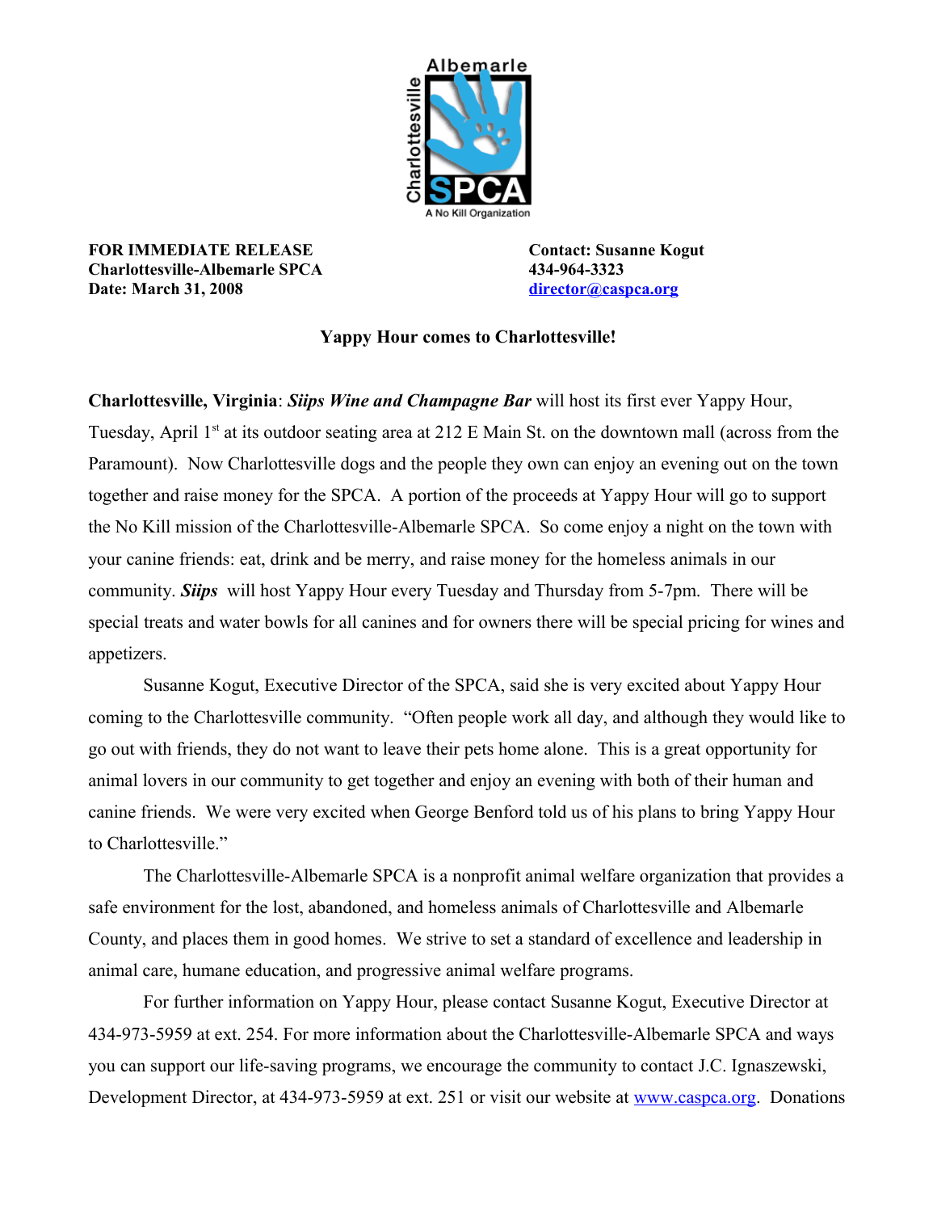**FOR IMMEDIATE RELEASE**
**Charlottesville-Albemarle SPCA**
**Date: March 31, 2008**

**Contact: Susanne Kogut**
**434-964-3323**
**director@caspca.org**

**Yappy Hour comes to Charlottesville!**

**Charlottesville, Virginia**: ***Siips Wine and Champagne Bar*** will host its first ever Yappy Hour, Tuesday, April 1st at its outdoor seating area at 212 E Main St. on the downtown mall (across from the Paramount). Now Charlottesville dogs and the people they own can enjoy an evening out on the town together and raise money for the SPCA. A portion of the proceeds at Yappy Hour will go to support the No Kill mission of the Charlottesville-Albemarle SPCA. So come enjoy a night on the town with your canine friends: eat, drink and be merry, and raise money for the homeless animals in our community. ***Siips*** will host Yappy Hour every Tuesday and Thursday from 5-7pm. There will be special treats and water bowls for all canines and for owners there will be special pricing for wines and appetizers.

Susanne Kogut, Executive Director of the SPCA, said she is very excited about Yappy Hour coming to the Charlottesville community. "Often people work all day, and although they would like to go out with friends, they do not want to leave their pets home alone. This is a great opportunity for animal lovers in our community to get together and enjoy an evening with both of their human and canine friends. We were very excited when George Benford told us of his plans to bring Yappy Hour to Charlottesville."

The Charlottesville-Albemarle SPCA is a nonprofit animal welfare organization that provides a safe environment for the lost, abandoned, and homeless animals of Charlottesville and Albemarle County, and places them in good homes. We strive to set a standard of excellence and leadership in animal care, humane education, and progressive animal welfare programs.

For further information on Yappy Hour, please contact Susanne Kogut, Executive Director at 434-973-5959 at ext. 254. For more information about the Charlottesville-Albemarle SPCA and ways you can support our life-saving programs, we encourage the community to contact J.C. Ignaszewski, Development Director, at 434-973-5959 at ext. 251 or visit our website at www.caspca.org. Donations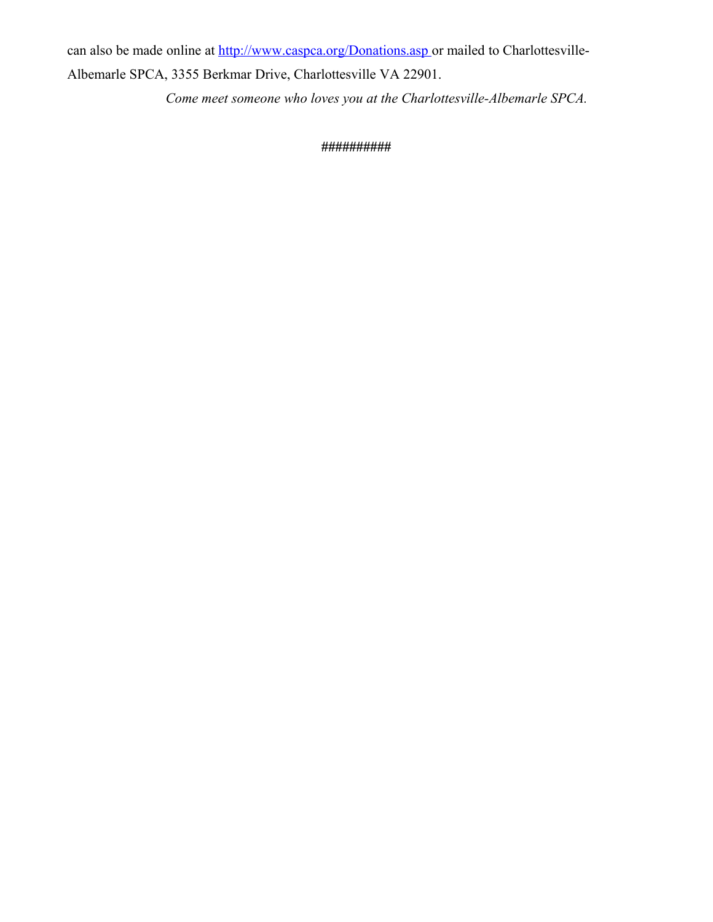can also be made online at [http://www.caspca.org/Donations.asp](http://www.caspca.org/Donations.asp) or mailed to Charlottesville-Albemarle SPCA, 3355 Berkmar Drive, Charlottesville VA 22901.

*Come meet someone who loves you at the Charlottesville-Albemarle SPCA.*

##########